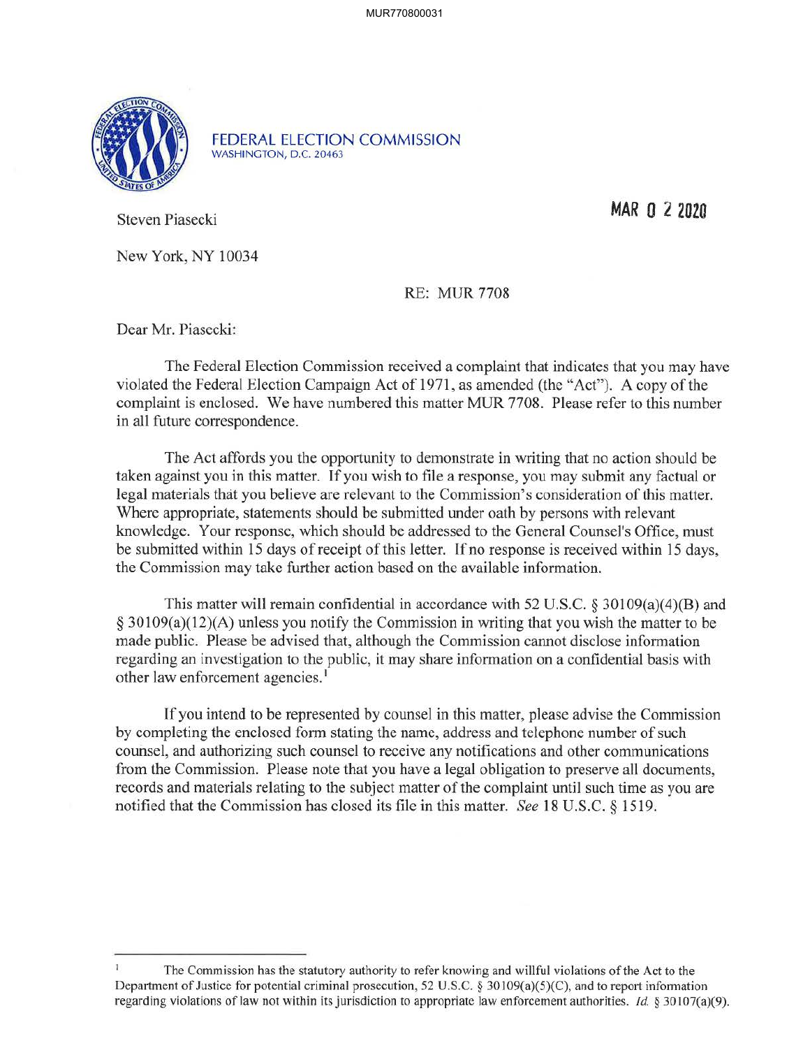**FEDERAL ELECTION COMMISSION**
WASHINGTON, D.C. 20463

**MAR 0 2 2020**

Steven Piasecki

New York, NY 10034

RE: MUR 7708

Dear Mr. Piasecki:

The Federal Election Commission received a complaint that indicates that you may have violated the Federal Election Campaign Act of 1971, as amended (the "Act"). A copy of the complaint is enclosed. We have numbered this matter MUR 7708. Please refer to this number in all future correspondence.

The Act affords you the opportunity to demonstrate in writing that no action should be taken against you in this matter. If you wish to file a response, you may submit any factual or legal materials that you believe are relevant to the Commission's consideration of this matter. Where appropriate, statements should be submitted under oath by persons with relevant knowledge. Your response, which should be addressed to the General Counsel's Office, must be submitted within 15 days of receipt of this letter. If no response is received within 15 days, the Commission may take further action based on the available information.

This matter will remain confidential in accordance with 52 U.S.C. § 30109(a)(4)(B) and § 30109(a)(12)(A) unless you notify the Commission in writing that you wish the matter to be made public. Please be advised that, although the Commission cannot disclose information regarding an investigation to the public, it may share information on a confidential basis with other law enforcement agencies.[1]

If you intend to be represented by counsel in this matter, please advise the Commission by completing the enclosed form stating the name, address and telephone number of such counsel, and authorizing such counsel to receive any notifications and other communications from the Commission. Please note that you have a legal obligation to preserve all documents, records and materials relating to the subject matter of the complaint until such time as you are notified that the Commission has closed its file in this matter. *See* 18 U.S.C. § 1519.

---

[1] The Commission has the statutory authority to refer knowing and willful violations of the Act to the Department of Justice for potential criminal prosecution, 52 U.S.C. § 30109(a)(5)(C), and to report information regarding violations of law not within its jurisdiction to appropriate law enforcement authorities. *Id.* § 30107(a)(9).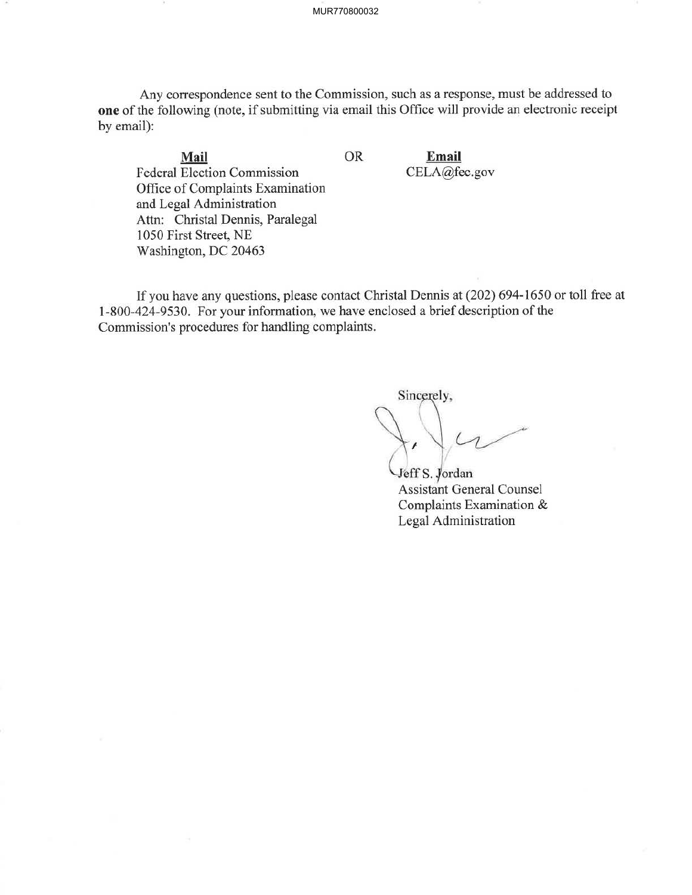Any correspondence sent to the Commission, such as a response, must be addressed to **one** of the following (note, if submitting via email this Office will provide an electronic receipt by email):

**Mail**
Federal Election Commission
Office of Complaints Examination
and Legal Administration
Attn: Christal Dennis, Paralegal
1050 First Street, NE
Washington, DC 20463

OR

**Email**
CELA@fec.gov

If you have any questions, please contact Christal Dennis at (202) 694-1650 or toll free at 1-800-424-9530. For your information, we have enclosed a brief description of the Commission's procedures for handling complaints.

Sincerely,

Jeff S. Jordan
Assistant General Counsel
Complaints Examination &
Legal Administration